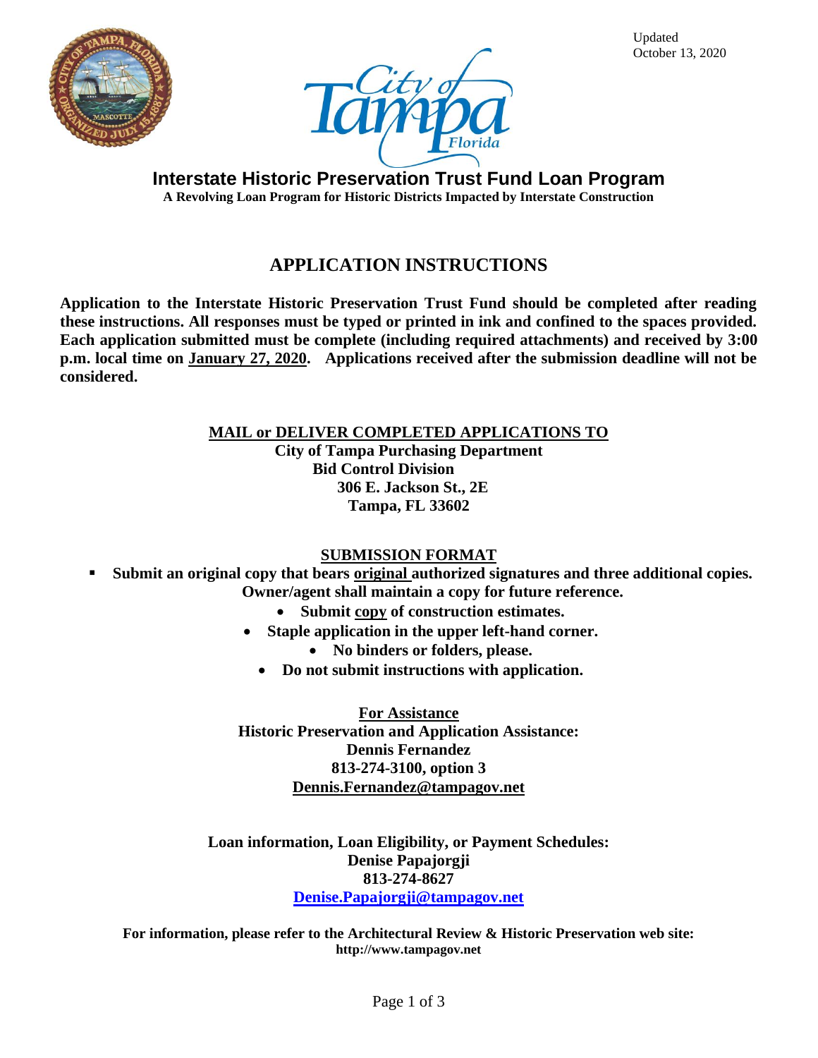Updated
October 13, 2020

# Interstate Historic Preservation Trust Fund Loan Program

**A Revolving Loan Program for Historic Districts Impacted by Interstate Construction**

## APPLICATION INSTRUCTIONS

**Application to the Interstate Historic Preservation Trust Fund should be completed after reading these instructions. All responses must be typed or printed in ink and confined to the spaces provided. Each application submitted must be complete (including required attachments) and received by 3:00 p.m. local time on January 27, 2020. Applications received after the submission deadline will not be considered.**

### MAIL or DELIVER COMPLETED APPLICATIONS TO

**City of Tampa Purchasing Department**
**Bid Control Division**
**306 E. Jackson St., 2E**
**Tampa, FL 33602**

### SUBMISSION FORMAT

- **Submit an original copy that bears original authorized signatures and three additional copies. Owner/agent shall maintain a copy for future reference.**
  - **Submit copy of construction estimates.**
  - **Staple application in the upper left-hand corner.**
  - **No binders or folders, please.**
  - **Do not submit instructions with application.**

**For Assistance**
**Historic Preservation and Application Assistance:**
**Dennis Fernandez**
**813-274-3100, option 3**
**Dennis.Fernandez@tampagov.net**

**Loan information, Loan Eligibility, or Payment Schedules:**
**Denise Papajorgji**
**813-274-8627**
**Denise.Papajorgji@tampagov.net**

**For information, please refer to the Architectural Review & Historic Preservation web site:**
**http://www.tampagov.net**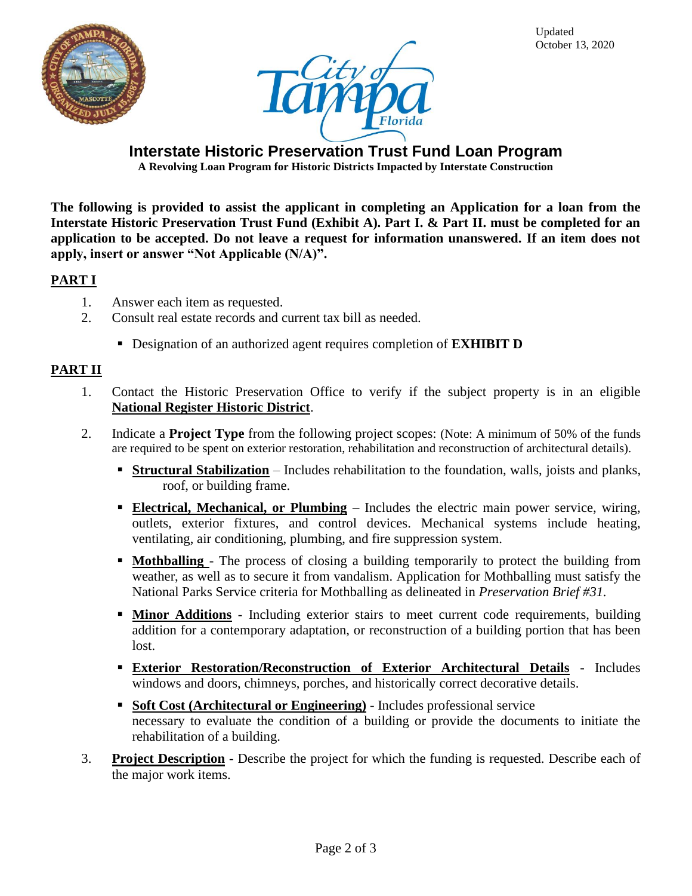Updated
October 13, 2020

# Interstate Historic Preservation Trust Fund Loan Program

**A Revolving Loan Program for Historic Districts Impacted by Interstate Construction**

**The following is provided to assist the applicant in completing an Application for a loan from the Interstate Historic Preservation Trust Fund (Exhibit A). Part I. & Part II. must be completed for an application to be accepted. Do not leave a request for information unanswered. If an item does not apply, insert or answer "Not Applicable (N/A)".**

## PART I

1. Answer each item as requested.
2. Consult real estate records and current tax bill as needed.
   - Designation of an authorized agent requires completion of **EXHIBIT D**

## PART II

1. Contact the Historic Preservation Office to verify if the subject property is in an eligible **National Register Historic District**.
2. Indicate a **Project Type** from the following project scopes: (Note: A minimum of 50% of the funds are required to be spent on exterior restoration, rehabilitation and reconstruction of architectural details).
   - **Structural Stabilization** – Includes rehabilitation to the foundation, walls, joists and planks, roof, or building frame.
   - **Electrical, Mechanical, or Plumbing** – Includes the electric main power service, wiring, outlets, exterior fixtures, and control devices. Mechanical systems include heating, ventilating, air conditioning, plumbing, and fire suppression system.
   - **Mothballing** - The process of closing a building temporarily to protect the building from weather, as well as to secure it from vandalism. Application for Mothballing must satisfy the National Parks Service criteria for Mothballing as delineated in *Preservation Brief #31*.
   - **Minor Additions** - Including exterior stairs to meet current code requirements, building addition for a contemporary adaptation, or reconstruction of a building portion that has been lost.
   - **Exterior Restoration/Reconstruction of Exterior Architectural Details** - Includes windows and doors, chimneys, porches, and historically correct decorative details.
   - **Soft Cost (Architectural or Engineering)** - Includes professional service necessary to evaluate the condition of a building or provide the documents to initiate the rehabilitation of a building.
3. **Project Description** - Describe the project for which the funding is requested. Describe each of the major work items.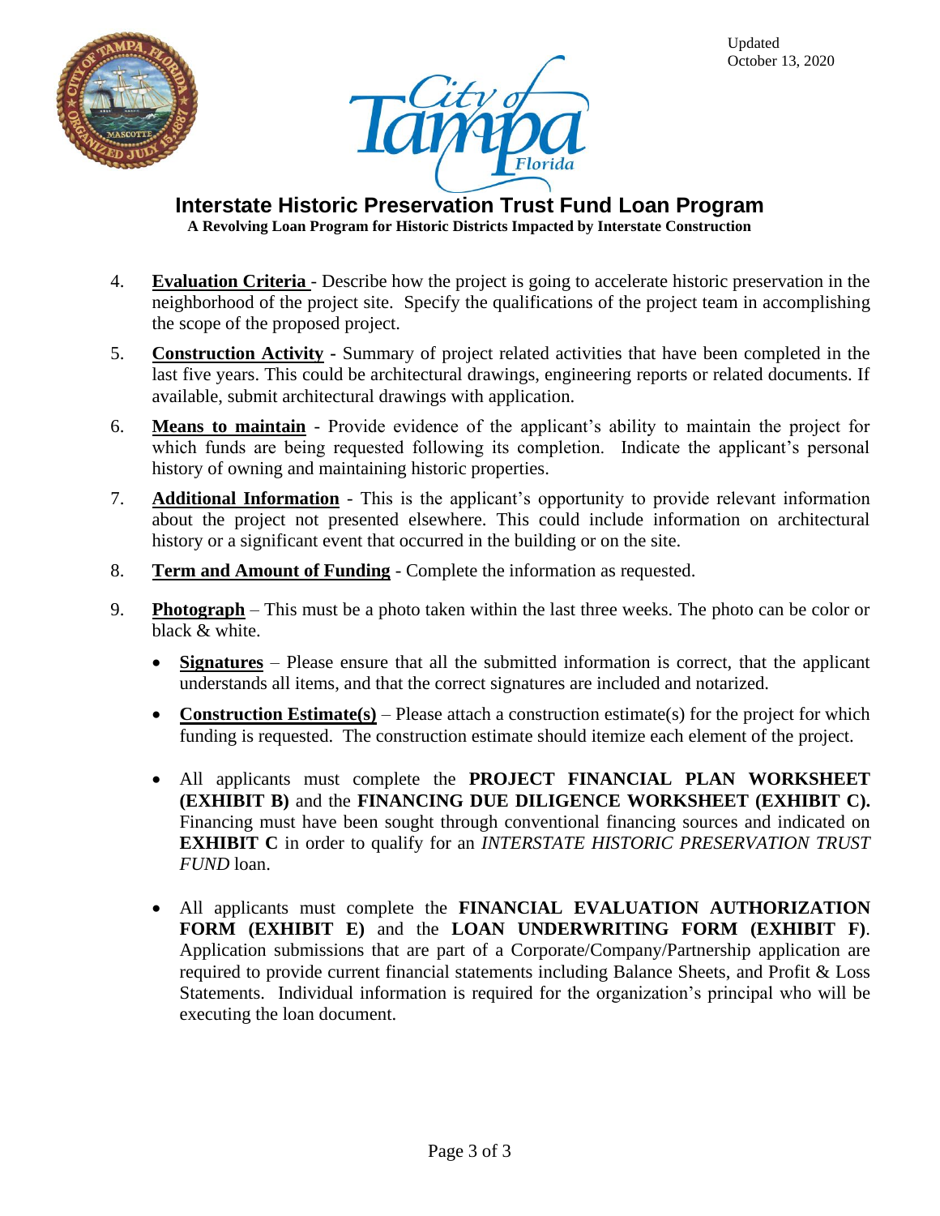Updated
October 13, 2020

# Interstate Historic Preservation Trust Fund Loan Program

**A Revolving Loan Program for Historic Districts Impacted by Interstate Construction**

4. **Evaluation Criteria** - Describe how the project is going to accelerate historic preservation in the neighborhood of the project site. Specify the qualifications of the project team in accomplishing the scope of the proposed project.

5. **Construction Activity** - Summary of project related activities that have been completed in the last five years. This could be architectural drawings, engineering reports or related documents. If available, submit architectural drawings with application.

6. **Means to maintain** - Provide evidence of the applicant's ability to maintain the project for which funds are being requested following its completion. Indicate the applicant's personal history of owning and maintaining historic properties.

7. **Additional Information** - This is the applicant's opportunity to provide relevant information about the project not presented elsewhere. This could include information on architectural history or a significant event that occurred in the building or on the site.

8. **Term and Amount of Funding** - Complete the information as requested.

9. **Photograph** – This must be a photo taken within the last three weeks. The photo can be color or black & white.

   - **Signatures** – Please ensure that all the submitted information is correct, that the applicant understands all items, and that the correct signatures are included and notarized.

   - **Construction Estimate(s)** – Please attach a construction estimate(s) for the project for which funding is requested. The construction estimate should itemize each element of the project.

   - All applicants must complete the **PROJECT FINANCIAL PLAN WORKSHEET (EXHIBIT B)** and the **FINANCING DUE DILIGENCE WORKSHEET (EXHIBIT C).** Financing must have been sought through conventional financing sources and indicated on **EXHIBIT C** in order to qualify for an *INTERSTATE HISTORIC PRESERVATION TRUST FUND* loan.

   - All applicants must complete the **FINANCIAL EVALUATION AUTHORIZATION FORM (EXHIBIT E)** and the **LOAN UNDERWRITING FORM (EXHIBIT F)**. Application submissions that are part of a Corporate/Company/Partnership application are required to provide current financial statements including Balance Sheets, and Profit & Loss Statements. Individual information is required for the organization's principal who will be executing the loan document.